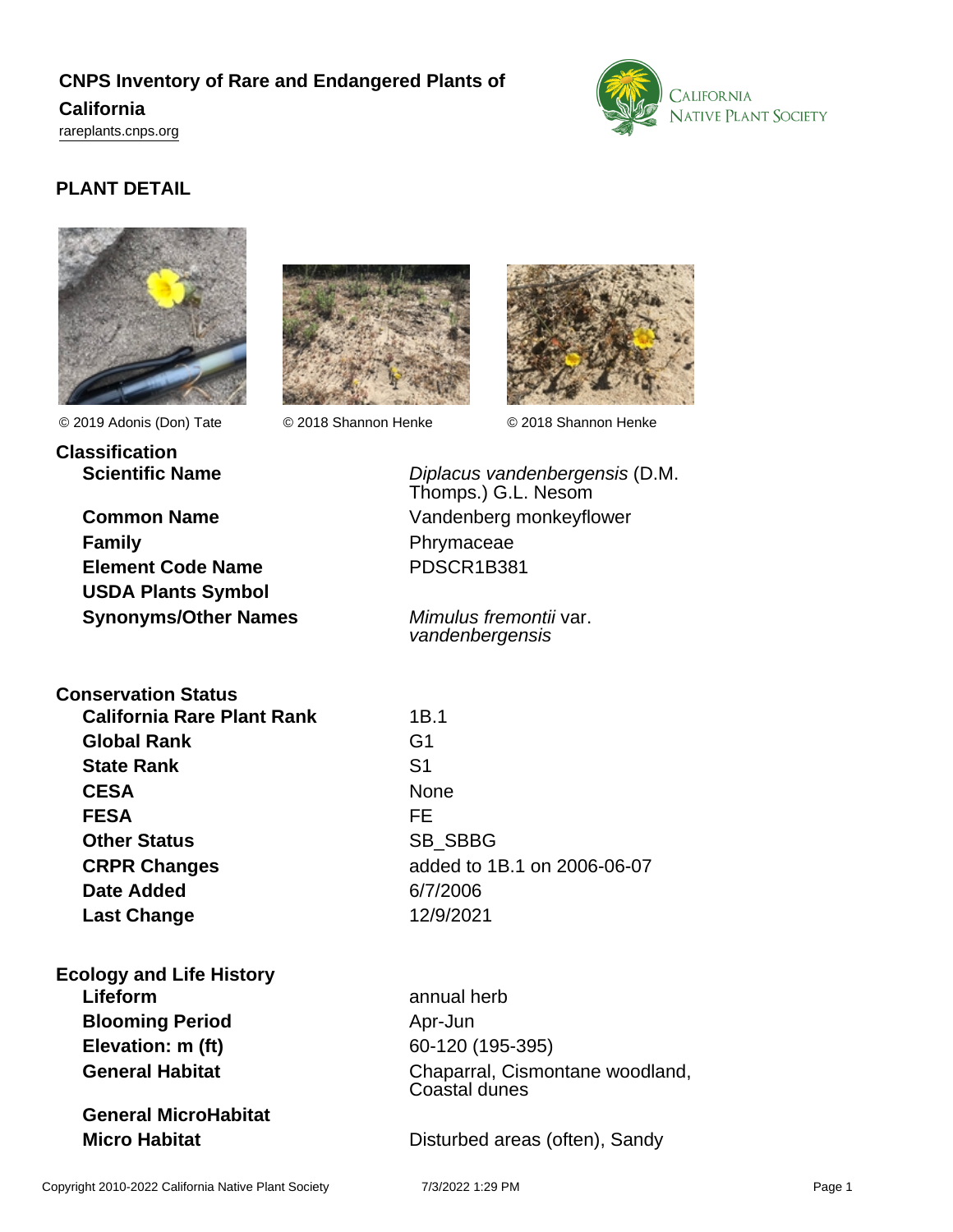# CNPS Inventory of Rare and Endangered Plants of California

rareplants.cnps.org

## PLANT DETAIL

© 2019 Adonis (Don) Tate © 2018 Shannon Henke © 2018 Shannon Henke

### Classification

| | |
|---|---|
| **Scientific Name** | *Diplacus vandenbergensis* (D.M. Thomps.) G.L. Nesom |
| **Common Name** | Vandenberg monkeyflower |
| **Family** | Phrymaceae |
| **Element Code Name** | PDSCR1B381 |
| **USDA Plants Symbol** | |
| **Synonyms/Other Names** | *Mimulus fremontii* var. *vandenbergensis* |

### Conservation Status

| | |
|---|---|
| **California Rare Plant Rank** | 1B.1 |
| **Global Rank** | G1 |
| **State Rank** | S1 |
| **CESA** | None |
| **FESA** | FE |
| **Other Status** | SB_SBBG |
| **CRPR Changes** | added to 1B.1 on 2006-06-07 |
| **Date Added** | 6/7/2006 |
| **Last Change** | 12/9/2021 |

### Ecology and Life History

| | |
|---|---|
| **Lifeform** | annual herb |
| **Blooming Period** | Apr-Jun |
| **Elevation: m (ft)** | 60-120 (195-395) |
| **General Habitat** | Chaparral, Cismontane woodland, Coastal dunes |
| **General MicroHabitat** | |
| **Micro Habitat** | Disturbed areas (often), Sandy |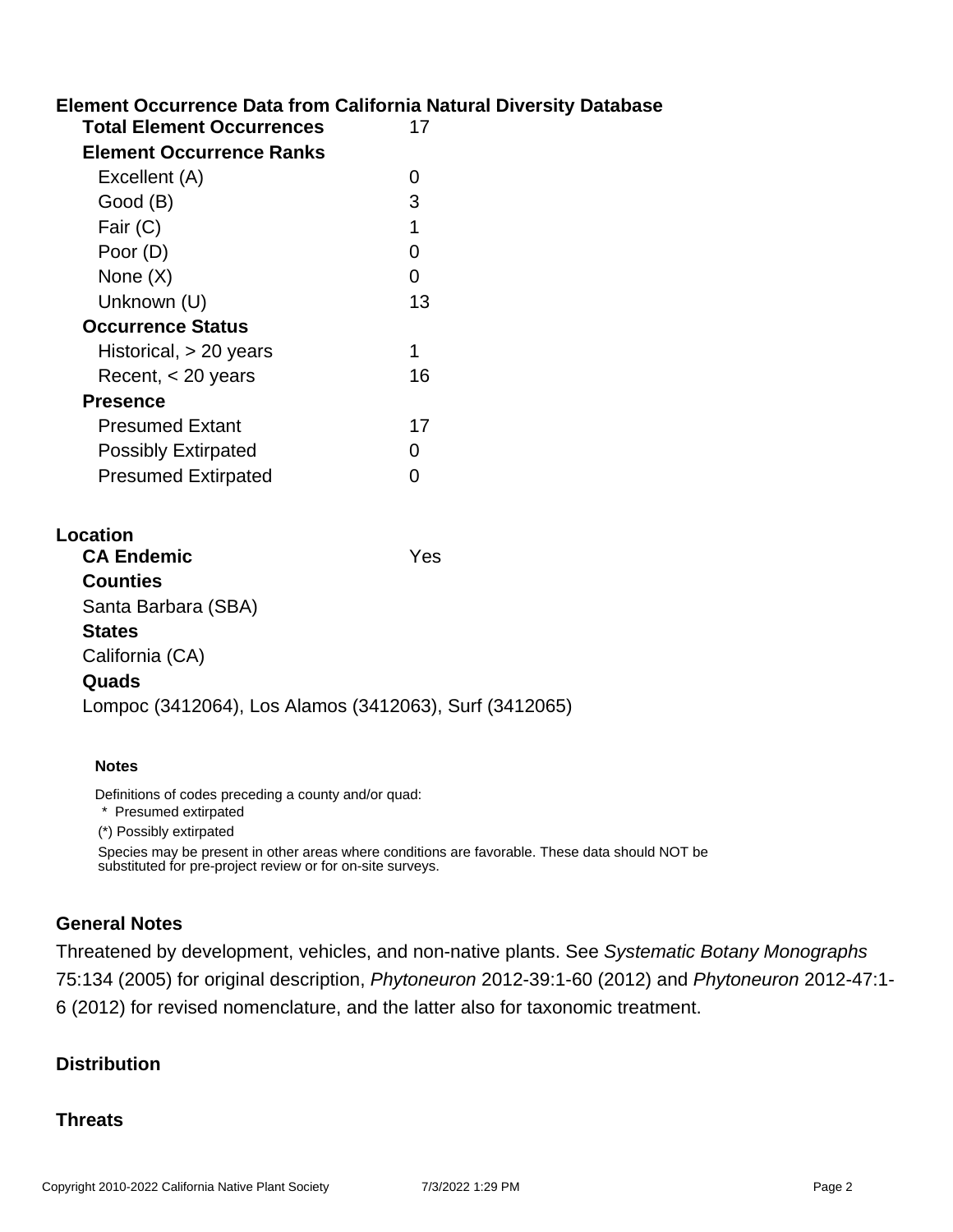## Element Occurrence Data from California Natural Diversity Database

| | |
|---|---|
| **Total Element Occurrences** | 17 |
| **Element Occurrence Ranks** | |
| Excellent (A) | 0 |
| Good (B) | 3 |
| Fair (C) | 1 |
| Poor (D) | 0 |
| None (X) | 0 |
| Unknown (U) | 13 |
| **Occurrence Status** | |
| Historical, > 20 years | 1 |
| Recent, < 20 years | 16 |
| **Presence** | |
| Presumed Extant | 17 |
| Possibly Extirpated | 0 |
| Presumed Extirpated | 0 |

## Location

**CA Endemic** Yes

**Counties**

Santa Barbara (SBA)

**States**

California (CA)

**Quads**

Lompoc (3412064), Los Alamos (3412063), Surf (3412065)

#### Notes

Definitions of codes preceding a county and/or quad:

* Presumed extirpated

(*) Possibly extirpated

Species may be present in other areas where conditions are favorable. These data should NOT be substituted for pre-project review or for on-site surveys.

## General Notes

Threatened by development, vehicles, and non-native plants. See *Systematic Botany Monographs* 75:134 (2005) for original description, *Phytoneuron* 2012-39:1-60 (2012) and *Phytoneuron* 2012-47:1-6 (2012) for revised nomenclature, and the latter also for taxonomic treatment.

## Distribution

## Threats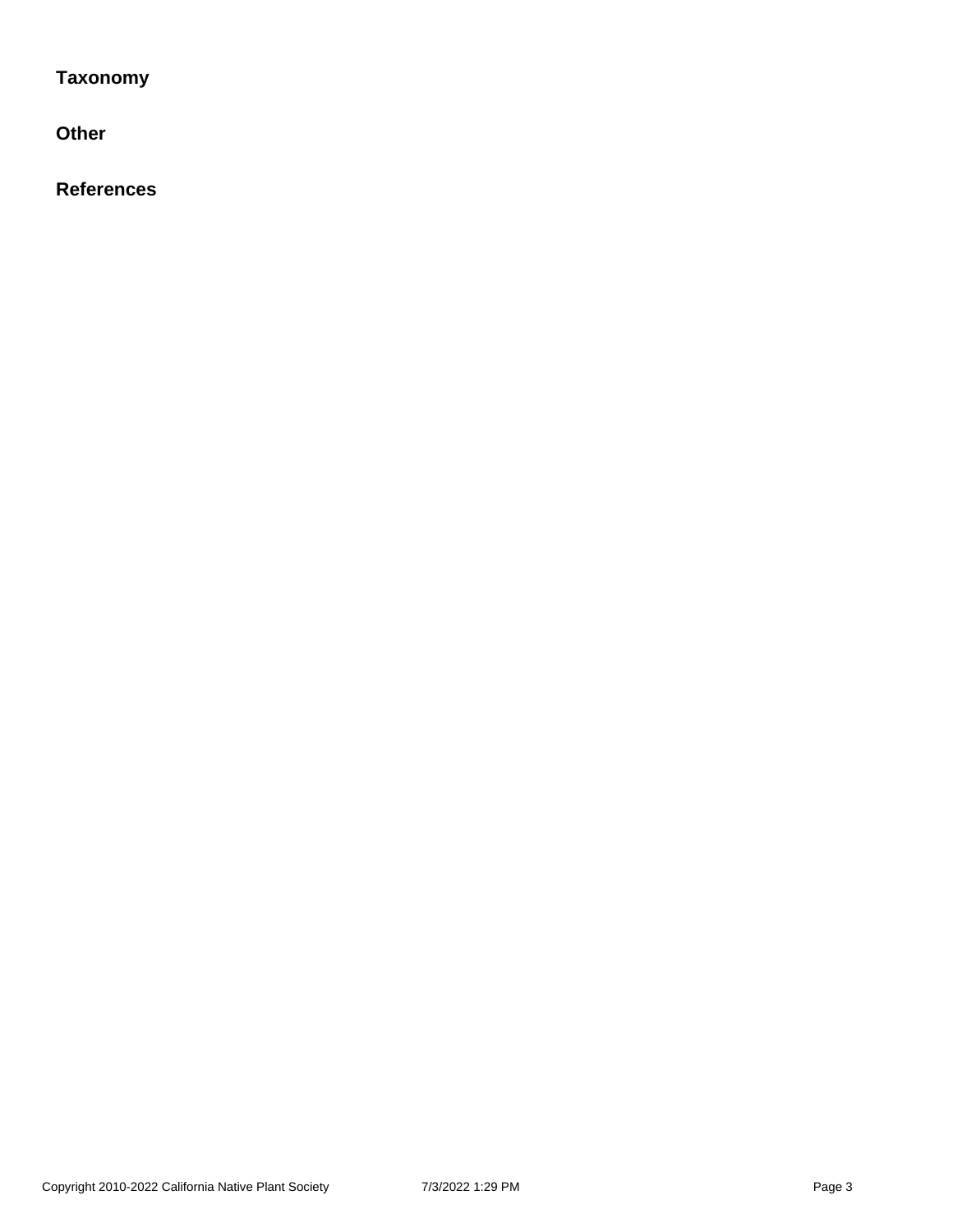## Taxonomy

## Other

## References